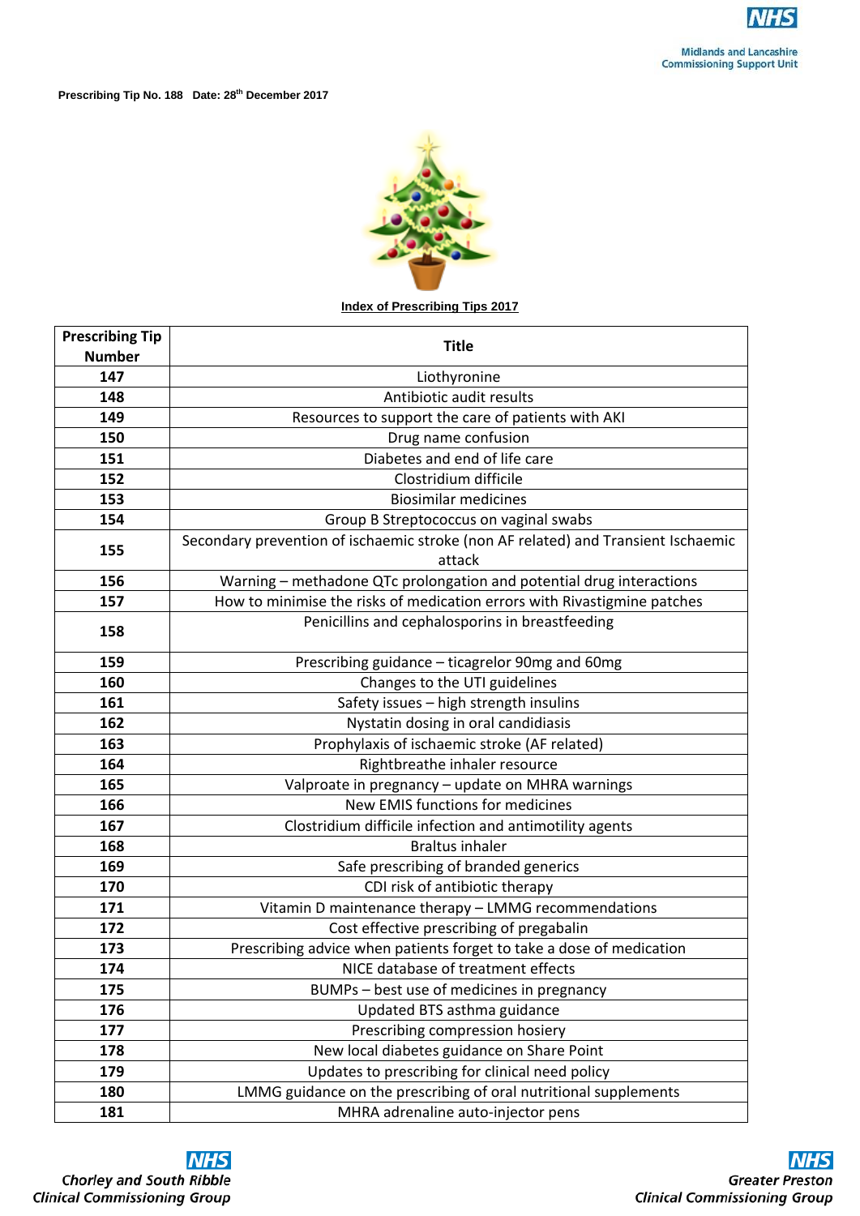Prescribing Tip No. 188 Date: 28th December 2017

## Index of Prescribing Tips 2017

| Prescribing Tip Number | Title |
|---|---|
| 147 | Liothyronine |
| 148 | Antibiotic audit results |
| 149 | Resources to support the care of patients with AKI |
| 150 | Drug name confusion |
| 151 | Diabetes and end of life care |
| 152 | Clostridium difficile |
| 153 | Biosimilar medicines |
| 154 | Group B Streptococcus on vaginal swabs |
| 155 | Secondary prevention of ischaemic stroke (non AF related) and Transient Ischaemic attack |
| 156 | Warning – methadone QTc prolongation and potential drug interactions |
| 157 | How to minimise the risks of medication errors with Rivastigmine patches |
| 158 | Penicillins and cephalosporins in breastfeeding |
| 159 | Prescribing guidance – ticagrelor 90mg and 60mg |
| 160 | Changes to the UTI guidelines |
| 161 | Safety issues – high strength insulins |
| 162 | Nystatin dosing in oral candidiasis |
| 163 | Prophylaxis of ischaemic stroke (AF related) |
| 164 | Rightbreathe inhaler resource |
| 165 | Valproate in pregnancy – update on MHRA warnings |
| 166 | New EMIS functions for medicines |
| 167 | Clostridium difficile infection and antimotility agents |
| 168 | Braltus inhaler |
| 169 | Safe prescribing of branded generics |
| 170 | CDI risk of antibiotic therapy |
| 171 | Vitamin D maintenance therapy – LMMG recommendations |
| 172 | Cost effective prescribing of pregabalin |
| 173 | Prescribing advice when patients forget to take a dose of medication |
| 174 | NICE database of treatment effects |
| 175 | BUMPs – best use of medicines in pregnancy |
| 176 | Updated BTS asthma guidance |
| 177 | Prescribing compression hosiery |
| 178 | New local diabetes guidance on Share Point |
| 179 | Updates to prescribing for clinical need policy |
| 180 | LMMG guidance on the prescribing of oral nutritional supplements |
| 181 | MHRA adrenaline auto-injector pens |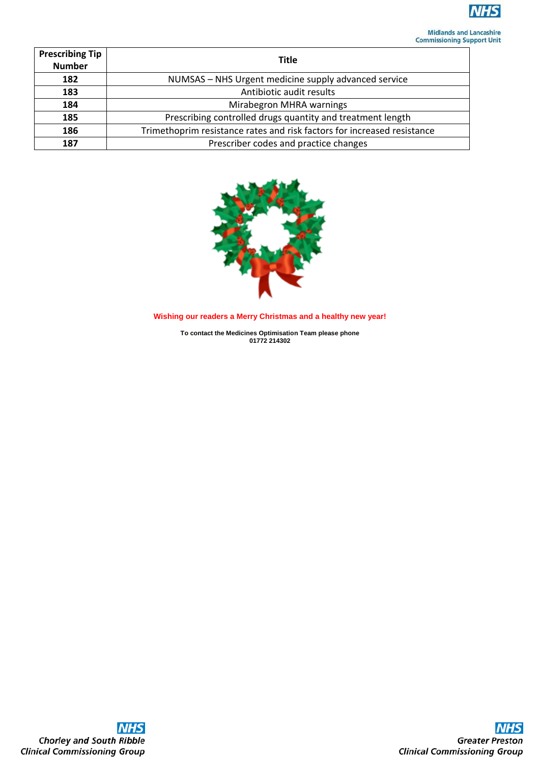| Prescribing Tip Number | Title |
|---|---|
| 182 | NUMSAS – NHS Urgent medicine supply advanced service |
| 183 | Antibiotic audit results |
| 184 | Mirabegron MHRA warnings |
| 185 | Prescribing controlled drugs quantity and treatment length |
| 186 | Trimethoprim resistance rates and risk factors for increased resistance |
| 187 | Prescriber codes and practice changes |

**Wishing our readers a Merry Christmas and a healthy new year!**

**To contact the Medicines Optimisation Team please phone 01772 214302**